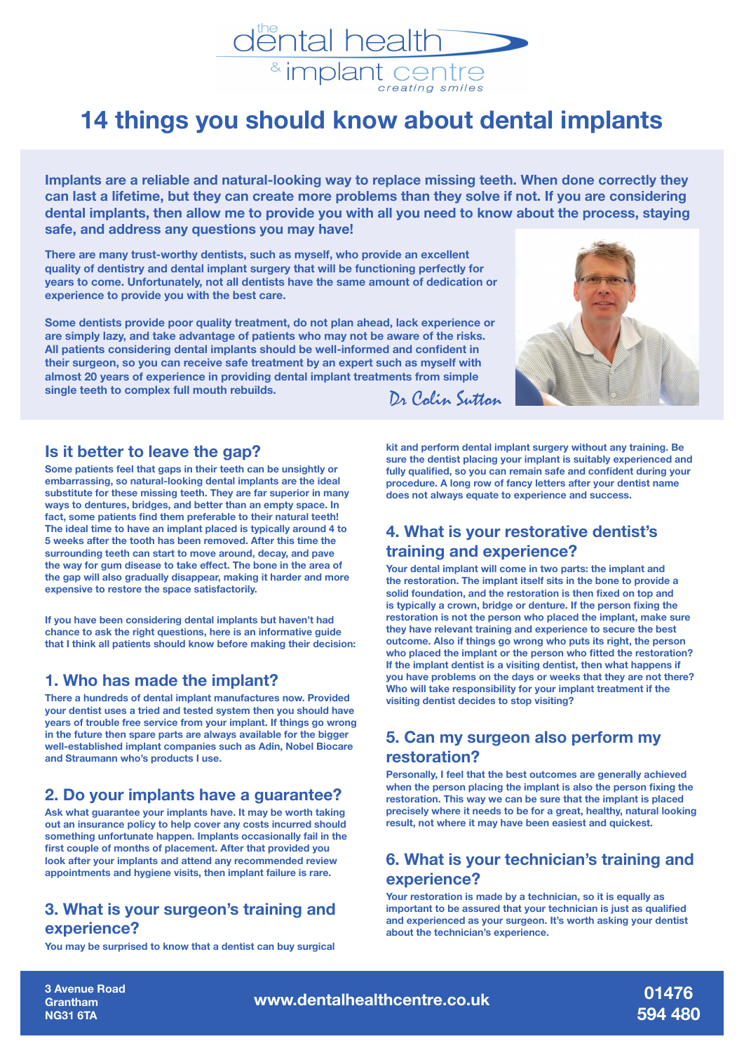the dental health & implant centre
*creating smiles*

# 14 things you should know about dental implants

**Implants are a reliable and natural-looking way to replace missing teeth. When done correctly they can last a lifetime, but they can create more problems than they solve if not. If you are considering dental implants, then allow me to provide you with all you need to know about the process, staying safe, and address any questions you may have!**

There are many trust-worthy dentists, such as myself, who provide an excellent quality of dentistry and dental implant surgery that will be functioning perfectly for years to come. Unfortunately, not all dentists have the same amount of dedication or experience to provide you with the best care.

Some dentists provide poor quality treatment, do not plan ahead, lack experience or are simply lazy, and take advantage of patients who may not be aware of the risks. All patients considering dental implants should be well-informed and confident in their surgeon, so you can receive safe treatment by an expert such as myself with almost 20 years of experience in providing dental implant treatments from simple single teeth to complex full mouth rebuilds.

*Dr Colin Sutton*

## Is it better to leave the gap?

Some patients feel that gaps in their teeth can be unsightly or embarrassing, so natural-looking dental implants are the ideal substitute for these missing teeth. They are far superior in many ways to dentures, bridges, and better than an empty space. In fact, some patients find them preferable to their natural teeth! The ideal time to have an implant placed is typically around 4 to 5 weeks after the tooth has been removed. After this time the surrounding teeth can start to move around, decay, and pave the way for gum disease to take effect. The bone in the area of the gap will also gradually disappear, making it harder and more expensive to restore the space satisfactorily.

If you have been considering dental implants but haven't had chance to ask the right questions, here is an informative guide that I think all patients should know before making their decision:

## 1. Who has made the implant?

There a hundreds of dental implant manufactures now. Provided your dentist uses a tried and tested system then you should have years of trouble free service from your implant. If things go wrong in the future then spare parts are always available for the bigger well-established implant companies such as Adin, Nobel Biocare and Straumann who's products I use.

## 2. Do your implants have a guarantee?

Ask what guarantee your implants have. It may be worth taking out an insurance policy to help cover any costs incurred should something unfortunate happen. Implants occasionally fail in the first couple of months of placement. After that provided you look after your implants and attend any recommended review appointments and hygiene visits, then implant failure is rare.

## 3. What is your surgeon's training and experience?

You may be surprised to know that a dentist can buy surgical kit and perform dental implant surgery without any training. Be sure the dentist placing your implant is suitably experienced and fully qualified, so you can remain safe and confident during your procedure. A long row of fancy letters after your dentist name does not always equate to experience and success.

## 4. What is your restorative dentist's training and experience?

Your dental implant will come in two parts: the implant and the restoration. The implant itself sits in the bone to provide a solid foundation, and the restoration is then fixed on top and is typically a crown, bridge or denture. If the person fixing the restoration is not the person who placed the implant, make sure they have relevant training and experience to secure the best outcome. Also if things go wrong who puts its right, the person who placed the implant or the person who fitted the restoration? If the implant dentist is a visiting dentist, then what happens if you have problems on the days or weeks that they are not there? Who will take responsibility for your implant treatment if the visiting dentist decides to stop visiting?

## 5. Can my surgeon also perform my restoration?

Personally, I feel that the best outcomes are generally achieved when the person placing the implant is also the person fixing the restoration. This way we can be sure that the implant is placed precisely where it needs to be for a great, healthy, natural looking result, not where it may have been easiest and quickest.

## 6. What is your technician's training and experience?

Your restoration is made by a technician, so it is equally as important to be assured that your technician is just as qualified and experienced as your surgeon. It's worth asking your dentist about the technician's experience.

3 Avenue Road
Grantham
NG31 6TA

www.dentalhealthcentre.co.uk

01476 594 480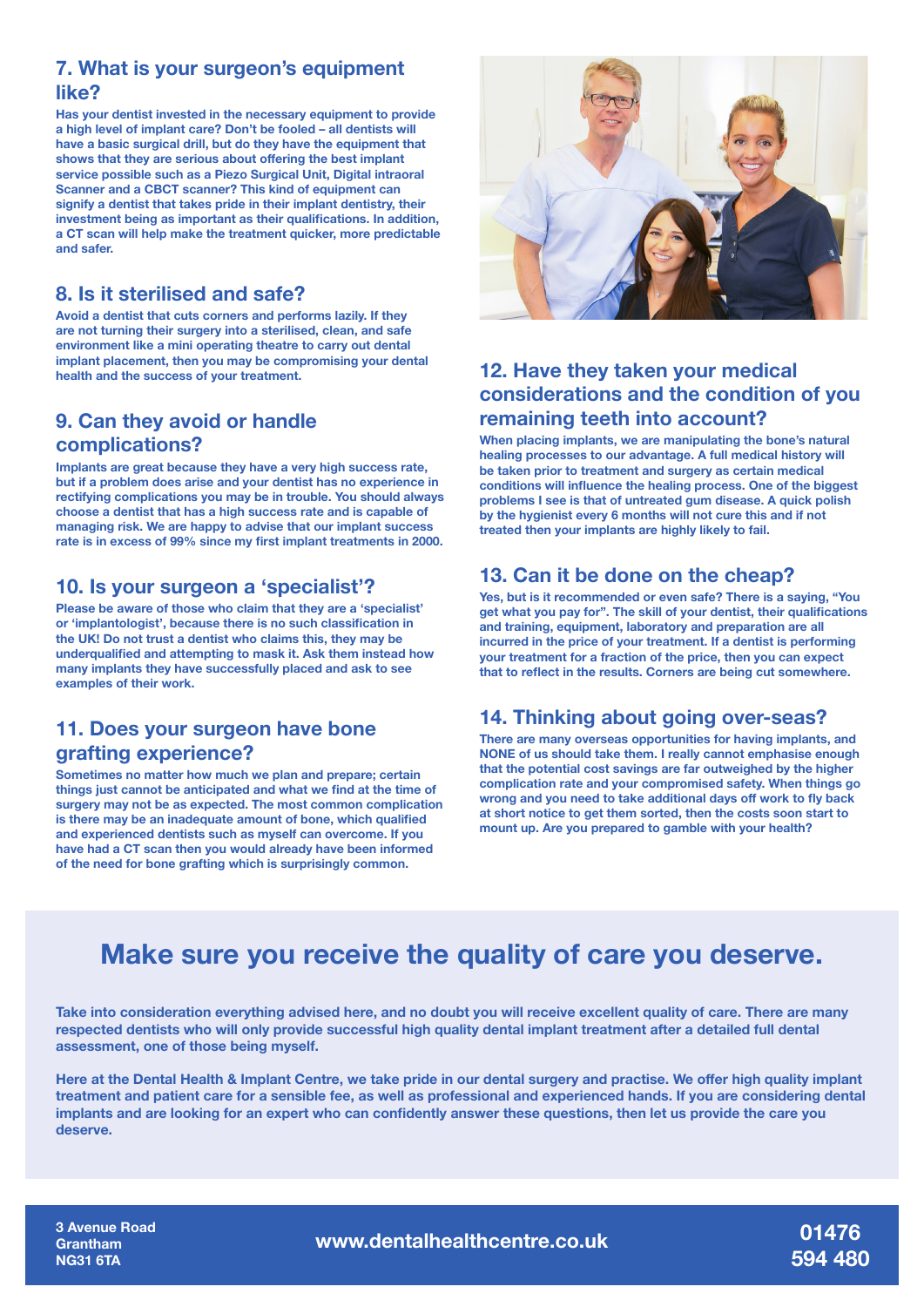## 7. What is your surgeon's equipment like?

Has your dentist invested in the necessary equipment to provide a high level of implant care? Don't be fooled – all dentists will have a basic surgical drill, but do they have the equipment that shows that they are serious about offering the best implant service possible such as a Piezo Surgical Unit, Digital intraoral Scanner and a CBCT scanner? This kind of equipment can signify a dentist that takes pride in their implant dentistry, their investment being as important as their qualifications. In addition, a CT scan will help make the treatment quicker, more predictable and safer.

## 8. Is it sterilised and safe?

Avoid a dentist that cuts corners and performs lazily. If they are not turning their surgery into a sterilised, clean, and safe environment like a mini operating theatre to carry out dental implant placement, then you may be compromising your dental health and the success of your treatment.

## 9. Can they avoid or handle complications?

Implants are great because they have a very high success rate, but if a problem does arise and your dentist has no experience in rectifying complications you may be in trouble. You should always choose a dentist that has a high success rate and is capable of managing risk. We are happy to advise that our implant success rate is in excess of 99% since my first implant treatments in 2000.

## 10. Is your surgeon a 'specialist'?

Please be aware of those who claim that they are a 'specialist' or 'implantologist', because there is no such classification in the UK! Do not trust a dentist who claims this, they may be underqualified and attempting to mask it. Ask them instead how many implants they have successfully placed and ask to see examples of their work.

## 11. Does your surgeon have bone grafting experience?

Sometimes no matter how much we plan and prepare; certain things just cannot be anticipated and what we find at the time of surgery may not be as expected. The most common complication is there may be an inadequate amount of bone, which qualified and experienced dentists such as myself can overcome. If you have had a CT scan then you would already have been informed of the need for bone grafting which is surprisingly common.

## 12. Have they taken your medical considerations and the condition of you remaining teeth into account?

When placing implants, we are manipulating the bone's natural healing processes to our advantage. A full medical history will be taken prior to treatment and surgery as certain medical conditions will influence the healing process. One of the biggest problems I see is that of untreated gum disease. A quick polish by the hygienist every 6 months will not cure this and if not treated then your implants are highly likely to fail.

## 13. Can it be done on the cheap?

Yes, but is it recommended or even safe? There is a saying, "You get what you pay for". The skill of your dentist, their qualifications and training, equipment, laboratory and preparation are all incurred in the price of your treatment. If a dentist is performing your treatment for a fraction of the price, then you can expect that to reflect in the results. Corners are being cut somewhere.

## 14. Thinking about going over-seas?

There are many overseas opportunities for having implants, and NONE of us should take them. I really cannot emphasise enough that the potential cost savings are far outweighed by the higher complication rate and your compromised safety. When things go wrong and you need to take additional days off work to fly back at short notice to get them sorted, then the costs soon start to mount up. Are you prepared to gamble with your health?

# Make sure you receive the quality of care you deserve.

Take into consideration everything advised here, and no doubt you will receive excellent quality of care. There are many respected dentists who will only provide successful high quality dental implant treatment after a detailed full dental assessment, one of those being myself.

Here at the Dental Health & Implant Centre, we take pride in our dental surgery and practise. We offer high quality implant treatment and patient care for a sensible fee, as well as professional and experienced hands. If you are considering dental implants and are looking for an expert who can confidently answer these questions, then let us provide the care you deserve.

3 Avenue Road
Grantham
NG31 6TA

www.dentalhealthcentre.co.uk

01476
594 480